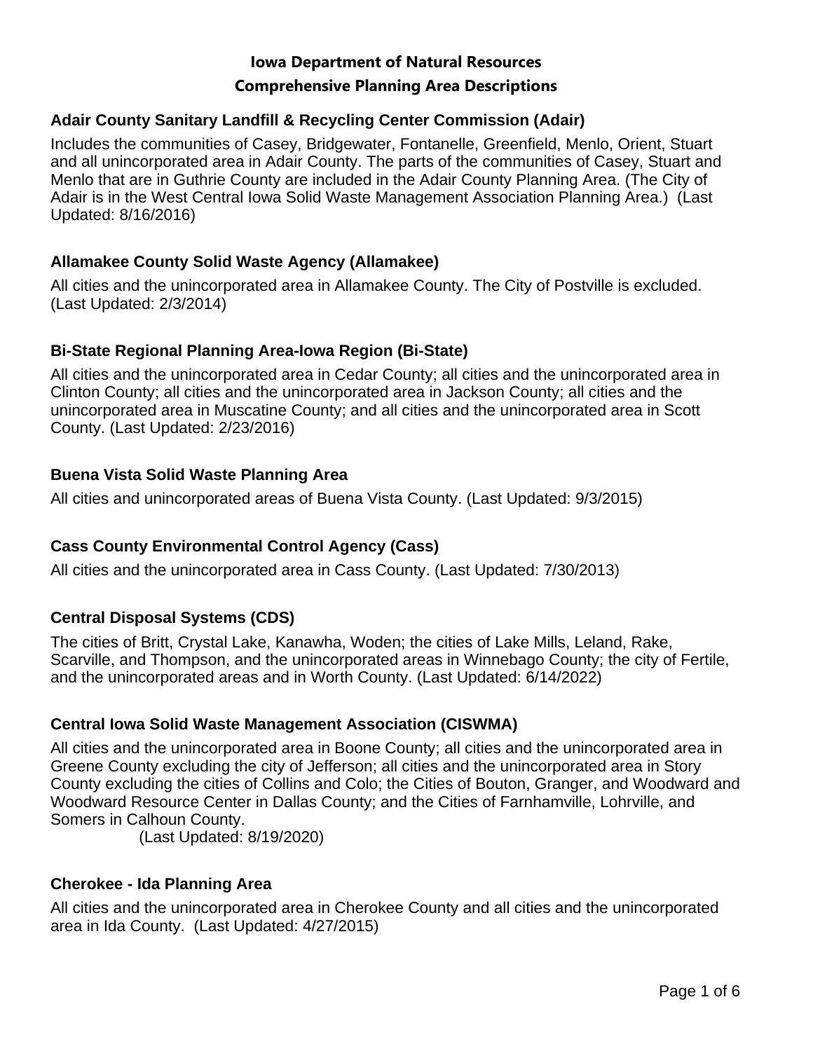# Iowa Department of Natural Resources

# Comprehensive Planning Area Descriptions

### Adair County Sanitary Landfill & Recycling Center Commission (Adair)

Includes the communities of Casey, Bridgewater, Fontanelle, Greenfield, Menlo, Orient, Stuart and all unincorporated area in Adair County. The parts of the communities of Casey, Stuart and Menlo that are in Guthrie County are included in the Adair County Planning Area. (The City of Adair is in the West Central Iowa Solid Waste Management Association Planning Area.) (Last Updated: 8/16/2016)

### Allamakee County Solid Waste Agency (Allamakee)

All cities and the unincorporated area in Allamakee County. The City of Postville is excluded. (Last Updated: 2/3/2014)

### Bi-State Regional Planning Area-Iowa Region (Bi-State)

All cities and the unincorporated area in Cedar County; all cities and the unincorporated area in Clinton County; all cities and the unincorporated area in Jackson County; all cities and the unincorporated area in Muscatine County; and all cities and the unincorporated area in Scott County. (Last Updated: 2/23/2016)

### Buena Vista Solid Waste Planning Area

All cities and unincorporated areas of Buena Vista County. (Last Updated: 9/3/2015)

### Cass County Environmental Control Agency (Cass)

All cities and the unincorporated area in Cass County. (Last Updated: 7/30/2013)

### Central Disposal Systems (CDS)

The cities of Britt, Crystal Lake, Kanawha, Woden; the cities of Lake Mills, Leland, Rake, Scarville, and Thompson, and the unincorporated areas in Winnebago County; the city of Fertile, and the unincorporated areas and in Worth County. (Last Updated: 6/14/2022)

### Central Iowa Solid Waste Management Association (CISWMA)

All cities and the unincorporated area in Boone County; all cities and the unincorporated area in Greene County excluding the city of Jefferson; all cities and the unincorporated area in Story County excluding the cities of Collins and Colo; the Cities of Bouton, Granger, and Woodward and Woodward Resource Center in Dallas County; and the Cities of Farnhamville, Lohrville, and Somers in Calhoun County.
(Last Updated: 8/19/2020)

### Cherokee - Ida Planning Area

All cities and the unincorporated area in Cherokee County and all cities and the unincorporated area in Ida County. (Last Updated: 4/27/2015)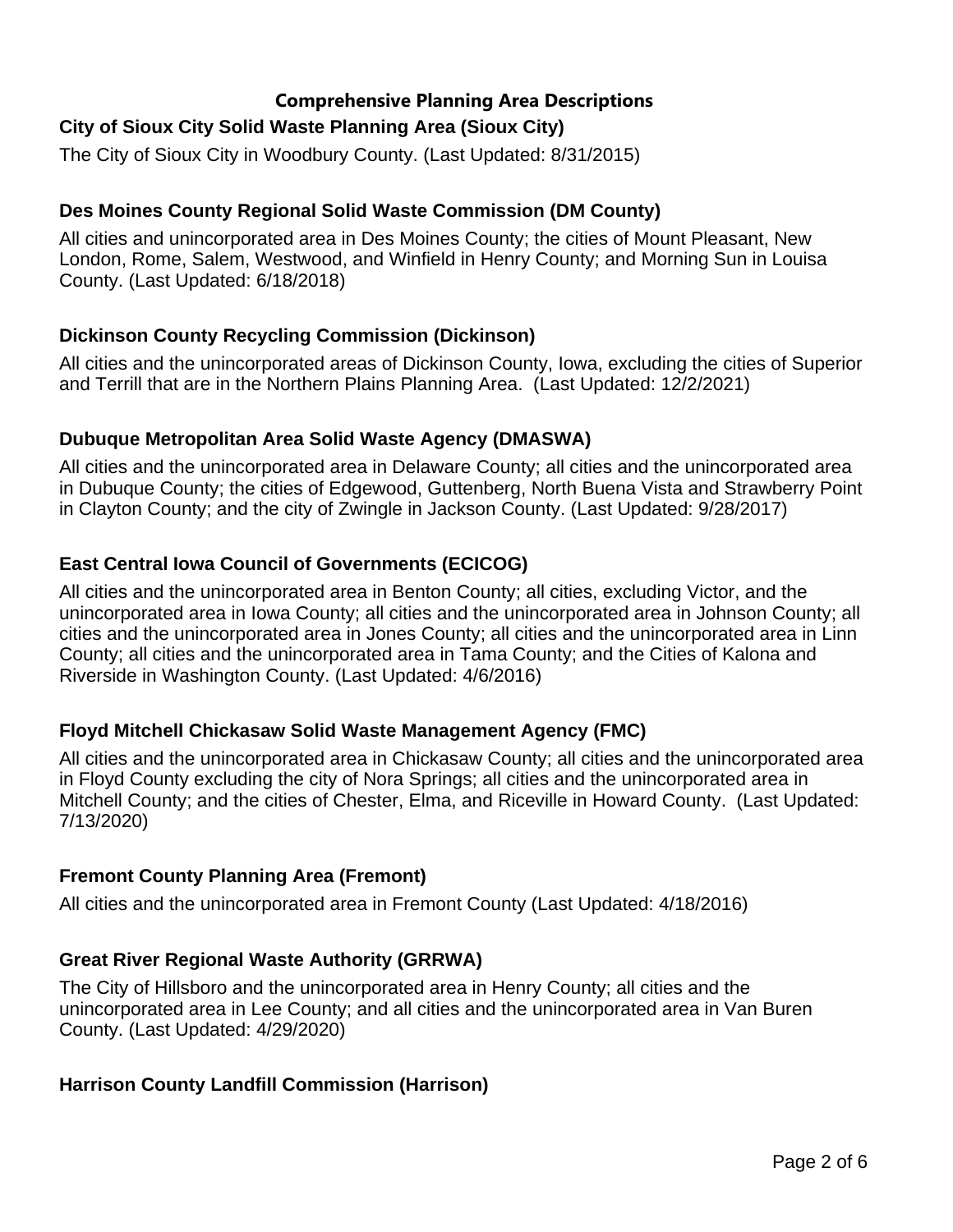## Comprehensive Planning Area Descriptions

### City of Sioux City Solid Waste Planning Area (Sioux City)

The City of Sioux City in Woodbury County. (Last Updated: 8/31/2015)

### Des Moines County Regional Solid Waste Commission (DM County)

All cities and unincorporated area in Des Moines County; the cities of Mount Pleasant, New London, Rome, Salem, Westwood, and Winfield in Henry County; and Morning Sun in Louisa County. (Last Updated: 6/18/2018)

### Dickinson County Recycling Commission (Dickinson)

All cities and the unincorporated areas of Dickinson County, Iowa, excluding the cities of Superior and Terrill that are in the Northern Plains Planning Area. (Last Updated: 12/2/2021)

### Dubuque Metropolitan Area Solid Waste Agency (DMASWA)

All cities and the unincorporated area in Delaware County; all cities and the unincorporated area in Dubuque County; the cities of Edgewood, Guttenberg, North Buena Vista and Strawberry Point in Clayton County; and the city of Zwingle in Jackson County. (Last Updated: 9/28/2017)

### East Central Iowa Council of Governments (ECICOG)

All cities and the unincorporated area in Benton County; all cities, excluding Victor, and the unincorporated area in Iowa County; all cities and the unincorporated area in Johnson County; all cities and the unincorporated area in Jones County; all cities and the unincorporated area in Linn County; all cities and the unincorporated area in Tama County; and the Cities of Kalona and Riverside in Washington County. (Last Updated: 4/6/2016)

### Floyd Mitchell Chickasaw Solid Waste Management Agency (FMC)

All cities and the unincorporated area in Chickasaw County; all cities and the unincorporated area in Floyd County excluding the city of Nora Springs; all cities and the unincorporated area in Mitchell County; and the cities of Chester, Elma, and Riceville in Howard County. (Last Updated: 7/13/2020)

### Fremont County Planning Area (Fremont)

All cities and the unincorporated area in Fremont County (Last Updated: 4/18/2016)

### Great River Regional Waste Authority (GRRWA)

The City of Hillsboro and the unincorporated area in Henry County; all cities and the unincorporated area in Lee County; and all cities and the unincorporated area in Van Buren County. (Last Updated: 4/29/2020)

### Harrison County Landfill Commission (Harrison)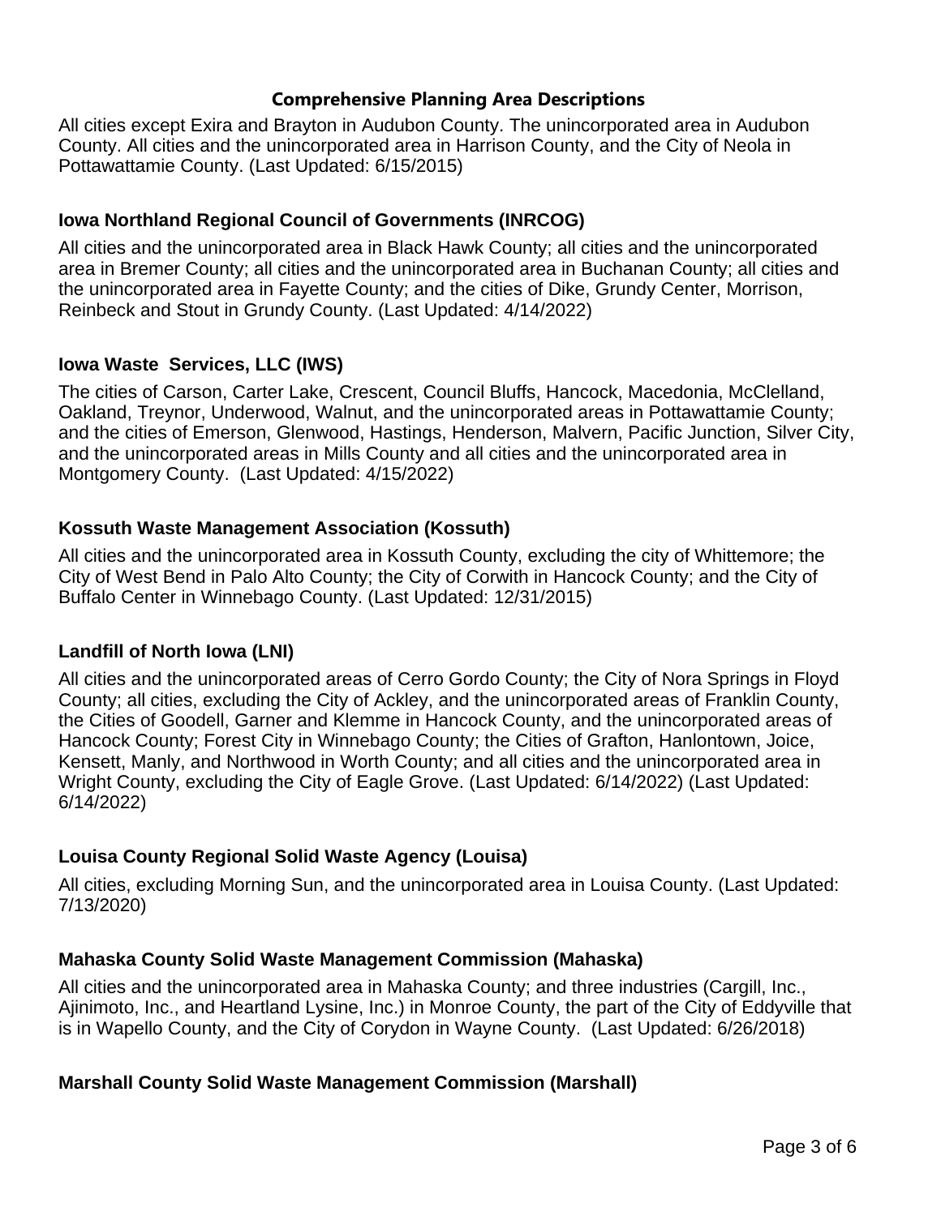## Comprehensive Planning Area Descriptions

All cities except Exira and Brayton in Audubon County. The unincorporated area in Audubon County. All cities and the unincorporated area in Harrison County, and the City of Neola in Pottawattamie County. (Last Updated: 6/15/2015)

### Iowa Northland Regional Council of Governments (INRCOG)

All cities and the unincorporated area in Black Hawk County; all cities and the unincorporated area in Bremer County; all cities and the unincorporated area in Buchanan County; all cities and the unincorporated area in Fayette County; and the cities of Dike, Grundy Center, Morrison, Reinbeck and Stout in Grundy County. (Last Updated: 4/14/2022)

### Iowa Waste Services, LLC (IWS)

The cities of Carson, Carter Lake, Crescent, Council Bluffs, Hancock, Macedonia, McClelland, Oakland, Treynor, Underwood, Walnut, and the unincorporated areas in Pottawattamie County; and the cities of Emerson, Glenwood, Hastings, Henderson, Malvern, Pacific Junction, Silver City, and the unincorporated areas in Mills County and all cities and the unincorporated area in Montgomery County. (Last Updated: 4/15/2022)

### Kossuth Waste Management Association (Kossuth)

All cities and the unincorporated area in Kossuth County, excluding the city of Whittemore; the City of West Bend in Palo Alto County; the City of Corwith in Hancock County; and the City of Buffalo Center in Winnebago County. (Last Updated: 12/31/2015)

### Landfill of North Iowa (LNI)

All cities and the unincorporated areas of Cerro Gordo County; the City of Nora Springs in Floyd County; all cities, excluding the City of Ackley, and the unincorporated areas of Franklin County, the Cities of Goodell, Garner and Klemme in Hancock County, and the unincorporated areas of Hancock County; Forest City in Winnebago County; the Cities of Grafton, Hanlontown, Joice, Kensett, Manly, and Northwood in Worth County; and all cities and the unincorporated area in Wright County, excluding the City of Eagle Grove. (Last Updated: 6/14/2022) (Last Updated: 6/14/2022)

### Louisa County Regional Solid Waste Agency (Louisa)

All cities, excluding Morning Sun, and the unincorporated area in Louisa County. (Last Updated: 7/13/2020)

### Mahaska County Solid Waste Management Commission (Mahaska)

All cities and the unincorporated area in Mahaska County; and three industries (Cargill, Inc., Ajinimoto, Inc., and Heartland Lysine, Inc.) in Monroe County, the part of the City of Eddyville that is in Wapello County, and the City of Corydon in Wayne County. (Last Updated: 6/26/2018)

### Marshall County Solid Waste Management Commission (Marshall)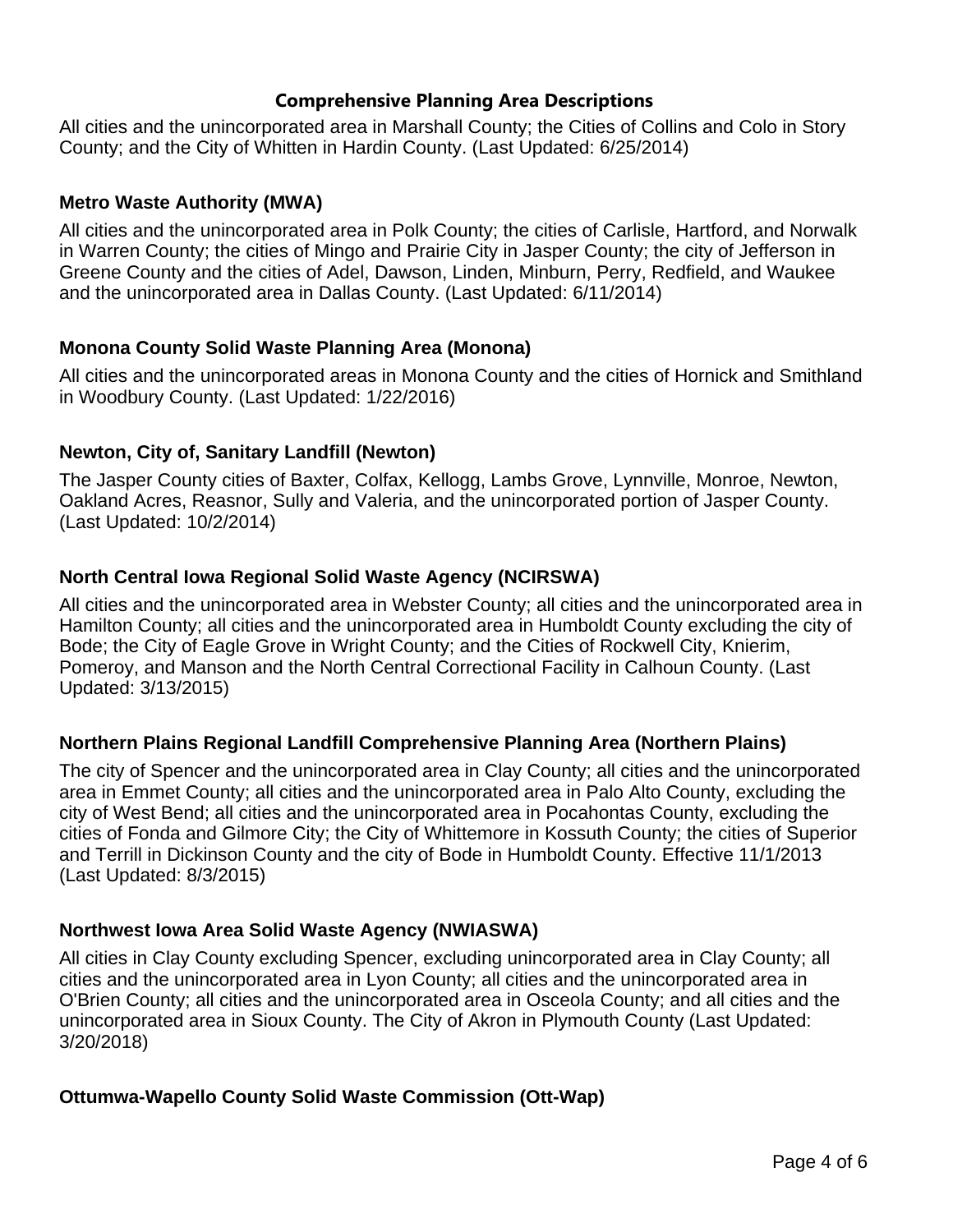## Comprehensive Planning Area Descriptions

All cities and the unincorporated area in Marshall County; the Cities of Collins and Colo in Story County; and the City of Whitten in Hardin County. (Last Updated: 6/25/2014)

### Metro Waste Authority (MWA)

All cities and the unincorporated area in Polk County; the cities of Carlisle, Hartford, and Norwalk in Warren County; the cities of Mingo and Prairie City in Jasper County; the city of Jefferson in Greene County and the cities of Adel, Dawson, Linden, Minburn, Perry, Redfield, and Waukee and the unincorporated area in Dallas County. (Last Updated: 6/11/2014)

### Monona County Solid Waste Planning Area (Monona)

All cities and the unincorporated areas in Monona County and the cities of Hornick and Smithland in Woodbury County. (Last Updated: 1/22/2016)

### Newton, City of, Sanitary Landfill (Newton)

The Jasper County cities of Baxter, Colfax, Kellogg, Lambs Grove, Lynnville, Monroe, Newton, Oakland Acres, Reasnor, Sully and Valeria, and the unincorporated portion of Jasper County. (Last Updated: 10/2/2014)

### North Central Iowa Regional Solid Waste Agency (NCIRSWA)

All cities and the unincorporated area in Webster County; all cities and the unincorporated area in Hamilton County; all cities and the unincorporated area in Humboldt County excluding the city of Bode; the City of Eagle Grove in Wright County; and the Cities of Rockwell City, Knierim, Pomeroy, and Manson and the North Central Correctional Facility in Calhoun County. (Last Updated: 3/13/2015)

### Northern Plains Regional Landfill Comprehensive Planning Area (Northern Plains)

The city of Spencer and the unincorporated area in Clay County; all cities and the unincorporated area in Emmet County; all cities and the unincorporated area in Palo Alto County, excluding the city of West Bend; all cities and the unincorporated area in Pocahontas County, excluding the cities of Fonda and Gilmore City; the City of Whittemore in Kossuth County; the cities of Superior and Terrill in Dickinson County and the city of Bode in Humboldt County. Effective 11/1/2013 (Last Updated: 8/3/2015)

### Northwest Iowa Area Solid Waste Agency (NWIASWA)

All cities in Clay County excluding Spencer, excluding unincorporated area in Clay County; all cities and the unincorporated area in Lyon County; all cities and the unincorporated area in O'Brien County; all cities and the unincorporated area in Osceola County; and all cities and the unincorporated area in Sioux County. The City of Akron in Plymouth County (Last Updated: 3/20/2018)

### Ottumwa-Wapello County Solid Waste Commission (Ott-Wap)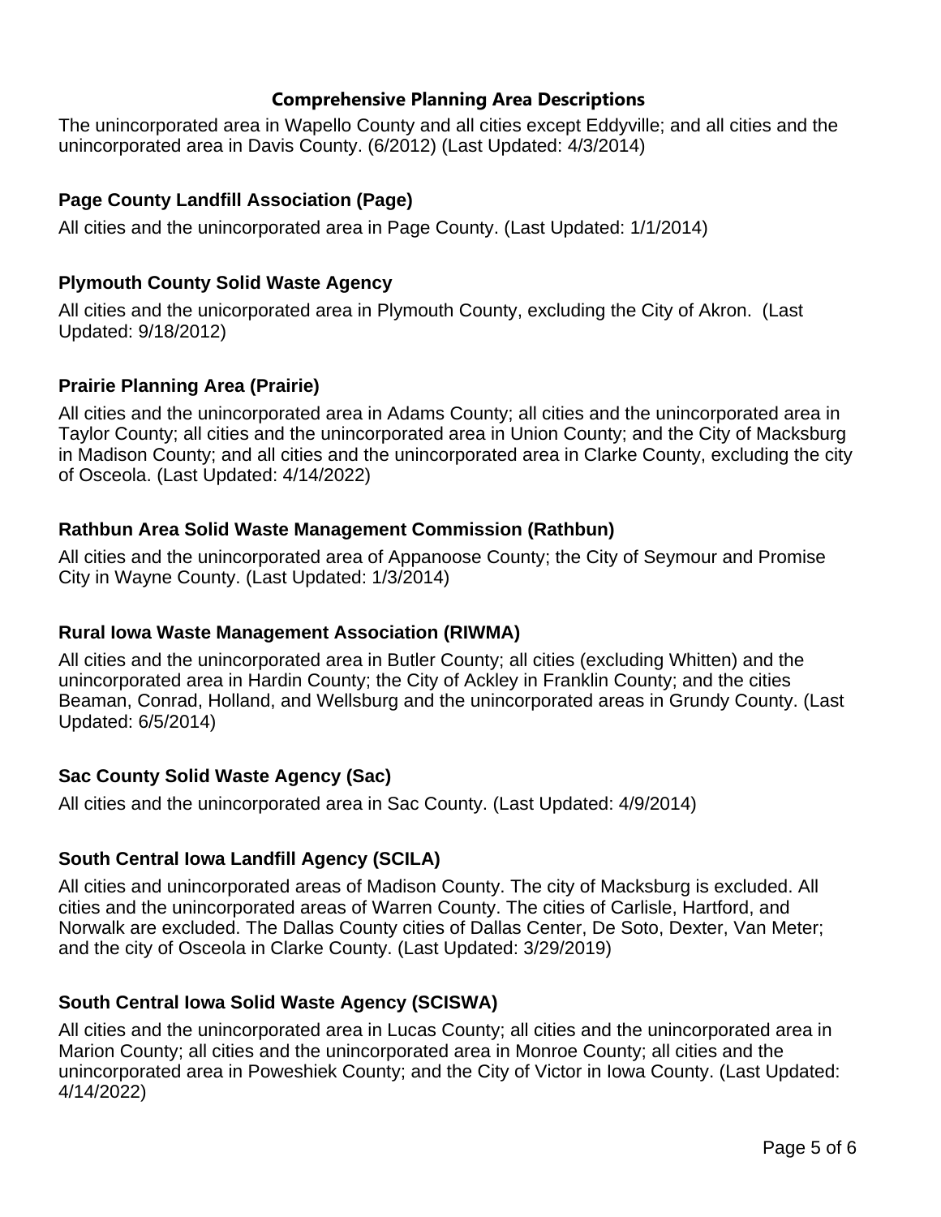**Comprehensive Planning Area Descriptions**

The unincorporated area in Wapello County and all cities except Eddyville; and all cities and the unincorporated area in Davis County. (6/2012) (Last Updated: 4/3/2014)

### Page County Landfill Association (Page)

All cities and the unincorporated area in Page County. (Last Updated: 1/1/2014)

### Plymouth County Solid Waste Agency

All cities and the unicorporated area in Plymouth County, excluding the City of Akron. (Last Updated: 9/18/2012)

### Prairie Planning Area (Prairie)

All cities and the unincorporated area in Adams County; all cities and the unincorporated area in Taylor County; all cities and the unincorporated area in Union County; and the City of Macksburg in Madison County; and all cities and the unincorporated area in Clarke County, excluding the city of Osceola. (Last Updated: 4/14/2022)

### Rathbun Area Solid Waste Management Commission (Rathbun)

All cities and the unincorporated area of Appanoose County; the City of Seymour and Promise City in Wayne County. (Last Updated: 1/3/2014)

### Rural Iowa Waste Management Association (RIWMA)

All cities and the unincorporated area in Butler County; all cities (excluding Whitten) and the unincorporated area in Hardin County; the City of Ackley in Franklin County; and the cities Beaman, Conrad, Holland, and Wellsburg and the unincorporated areas in Grundy County. (Last Updated: 6/5/2014)

### Sac County Solid Waste Agency (Sac)

All cities and the unincorporated area in Sac County. (Last Updated: 4/9/2014)

### South Central Iowa Landfill Agency (SCILA)

All cities and unincorporated areas of Madison County. The city of Macksburg is excluded. All cities and the unincorporated areas of Warren County. The cities of Carlisle, Hartford, and Norwalk are excluded. The Dallas County cities of Dallas Center, De Soto, Dexter, Van Meter; and the city of Osceola in Clarke County. (Last Updated: 3/29/2019)

### South Central Iowa Solid Waste Agency (SCISWA)

All cities and the unincorporated area in Lucas County; all cities and the unincorporated area in Marion County; all cities and the unincorporated area in Monroe County; all cities and the unincorporated area in Poweshiek County; and the City of Victor in Iowa County. (Last Updated: 4/14/2022)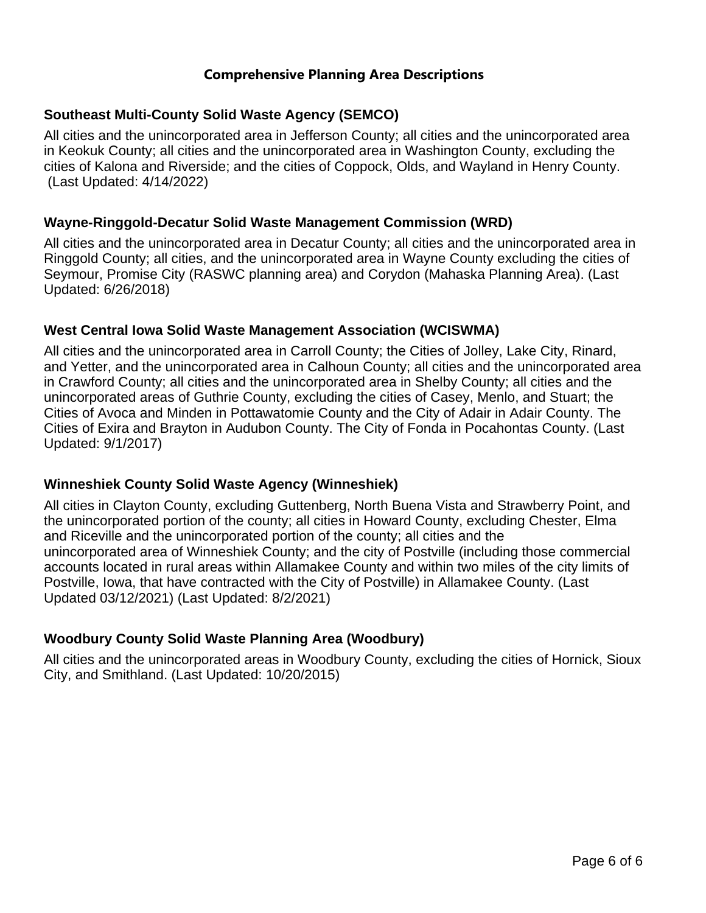# Comprehensive Planning Area Descriptions

## Southeast Multi-County Solid Waste Agency (SEMCO)

All cities and the unincorporated area in Jefferson County; all cities and the unincorporated area in Keokuk County; all cities and the unincorporated area in Washington County, excluding the cities of Kalona and Riverside; and the cities of Coppock, Olds, and Wayland in Henry County. (Last Updated: 4/14/2022)

## Wayne-Ringgold-Decatur Solid Waste Management Commission (WRD)

All cities and the unincorporated area in Decatur County; all cities and the unincorporated area in Ringgold County; all cities, and the unincorporated area in Wayne County excluding the cities of Seymour, Promise City (RASWC planning area) and Corydon (Mahaska Planning Area). (Last Updated: 6/26/2018)

## West Central Iowa Solid Waste Management Association (WCISWMA)

All cities and the unincorporated area in Carroll County; the Cities of Jolley, Lake City, Rinard, and Yetter, and the unincorporated area in Calhoun County; all cities and the unincorporated area in Crawford County; all cities and the unincorporated area in Shelby County; all cities and the unincorporated areas of Guthrie County, excluding the cities of Casey, Menlo, and Stuart; the Cities of Avoca and Minden in Pottawatomie County and the City of Adair in Adair County. The Cities of Exira and Brayton in Audubon County. The City of Fonda in Pocahontas County. (Last Updated: 9/1/2017)

## Winneshiek County Solid Waste Agency (Winneshiek)

All cities in Clayton County, excluding Guttenberg, North Buena Vista and Strawberry Point, and the unincorporated portion of the county; all cities in Howard County, excluding Chester, Elma and Riceville and the unincorporated portion of the county; all cities and the unincorporated area of Winneshiek County; and the city of Postville (including those commercial accounts located in rural areas within Allamakee County and within two miles of the city limits of Postville, Iowa, that have contracted with the City of Postville) in Allamakee County. (Last Updated 03/12/2021) (Last Updated: 8/2/2021)

## Woodbury County Solid Waste Planning Area (Woodbury)

All cities and the unincorporated areas in Woodbury County, excluding the cities of Hornick, Sioux City, and Smithland. (Last Updated: 10/20/2015)